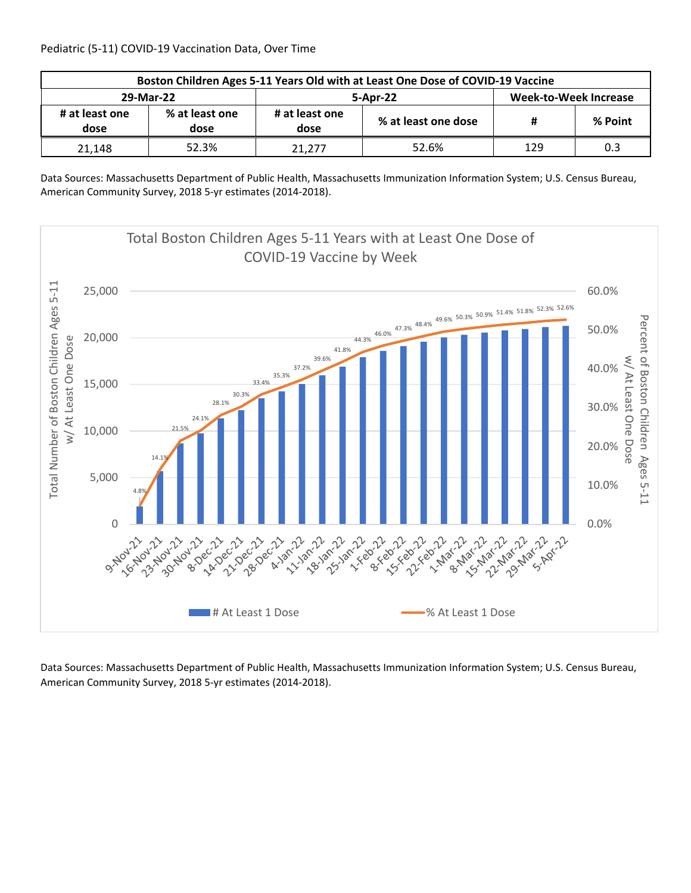Pediatric (5-11) COVID-19 Vaccination Data, Over Time

| Boston Children Ages 5-11 Years Old with at Least One Dose of COVID-19 Vaccine | | | | | |
|---|---|---|---|---|---|
| 29-Mar-22 | | 5-Apr-22 | | Week-to-Week Increase | |
| # at least one dose | % at least one dose | # at least one dose | % at least one dose | # | % Point |
| 21,148 | 52.3% | 21,277 | 52.6% | 129 | 0.3 |

Data Sources: Massachusetts Department of Public Health, Massachusetts Immunization Information System; U.S. Census Bureau, American Community Survey, 2018 5-yr estimates (2014-2018).

Total Boston Children Ages 5-11 Years with at Least One Dose of COVID-19 Vaccine by Week

| Week | % At Least 1 Dose |
|---|---|
| 9-Nov-21 | 4.8% |
| 16-Nov-21 | 14.1% |
| 23-Nov-21 | 21.5% |
| 30-Nov-21 | 24.1% |
| 8-Dec-21 | 28.1% |
| 14-Dec-21 | 30.3% |
| 21-Dec-21 | 33.4% |
| 28-Dec-21 | 35.3% |
| 4-Jan-22 | 37.2% |
| 11-Jan-22 | 39.6% |
| 18-Jan-22 | 41.8% |
| 25-Jan-22 | 44.3% |
| 1-Feb-22 | 46.0% |
| 8-Feb-22 | 47.3% |
| 15-Feb-22 | 48.4% |
| 22-Feb-22 | 49.6% |
| 1-Mar-22 | 50.3% |
| 8-Mar-22 | 50.9% |
| 15-Mar-22 | 51.4% |
| 22-Mar-22 | 51.8% |
| 29-Mar-22 | 52.3% |
| 5-Apr-22 | 52.6% |

Data Sources: Massachusetts Department of Public Health, Massachusetts Immunization Information System; U.S. Census Bureau, American Community Survey, 2018 5-yr estimates (2014-2018).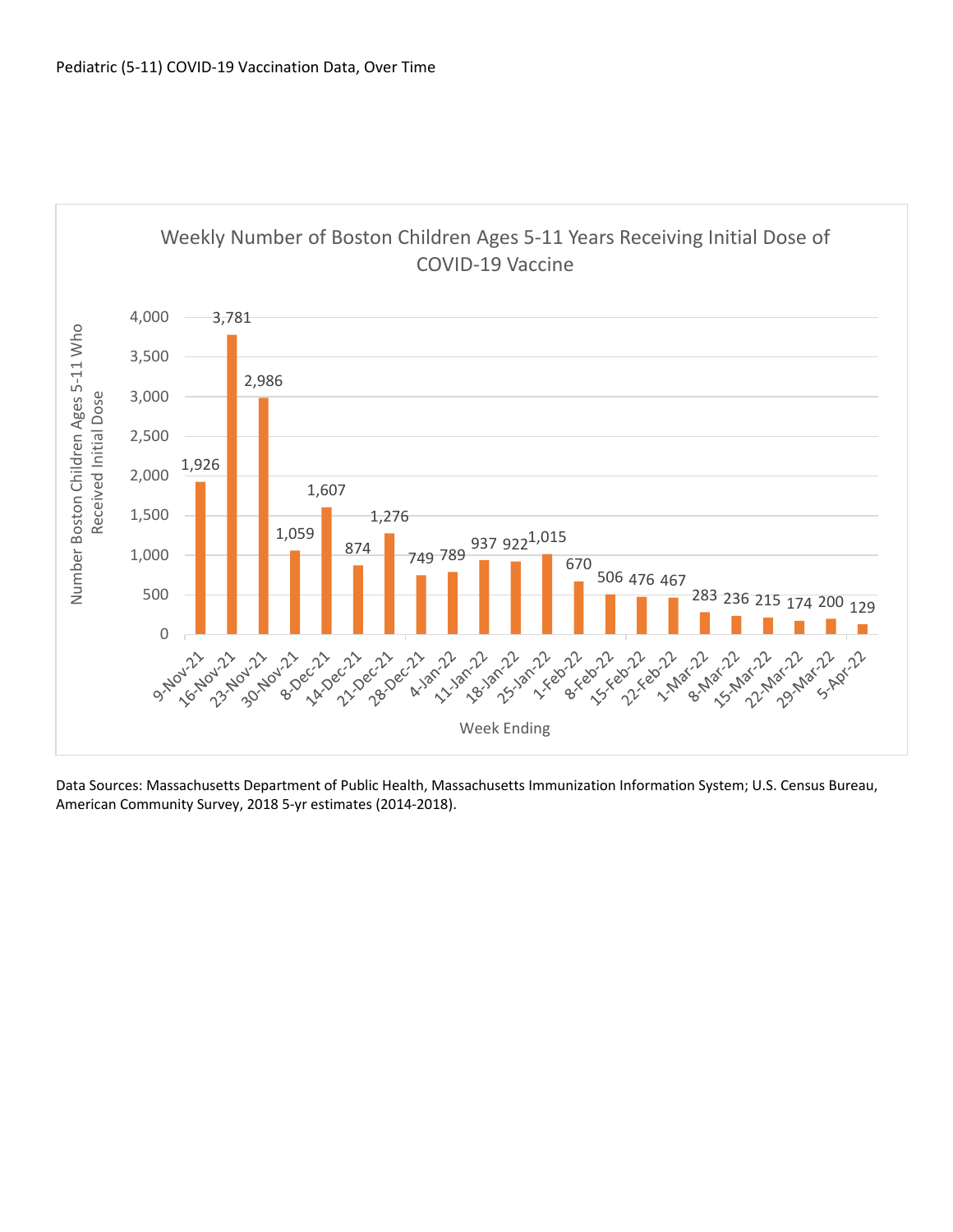Pediatric (5-11) COVID-19 Vaccination Data, Over Time

**Weekly Number of Boston Children Ages 5-11 Years Receiving Initial Dose of COVID-19 Vaccine**

| Week Ending | Number Boston Children Ages 5-11 Who Received Initial Dose |
| --- | --- |
| 9-Nov-21 | 1,926 |
| 16-Nov-21 | 3,781 |
| 23-Nov-21 | 2,986 |
| 30-Nov-21 | 1,059 |
| 8-Dec-21 | 1,607 |
| 14-Dec-21 | 874 |
| 21-Dec-21 | 1,276 |
| 28-Dec-21 | 749 |
| 4-Jan-22 | 789 |
| 11-Jan-22 | 937 |
| 18-Jan-22 | 922 |
| 25-Jan-22 | 1,015 |
| 1-Feb-22 | 670 |
| 8-Feb-22 | 506 |
| 15-Feb-22 | 476 |
| 22-Feb-22 | 467 |
| 1-Mar-22 | 283 |
| 8-Mar-22 | 236 |
| 15-Mar-22 | 215 |
| 22-Mar-22 | 174 |
| 29-Mar-22 | 200 |
| 5-Apr-22 | 129 |

Data Sources: Massachusetts Department of Public Health, Massachusetts Immunization Information System; U.S. Census Bureau, American Community Survey, 2018 5-yr estimates (2014-2018).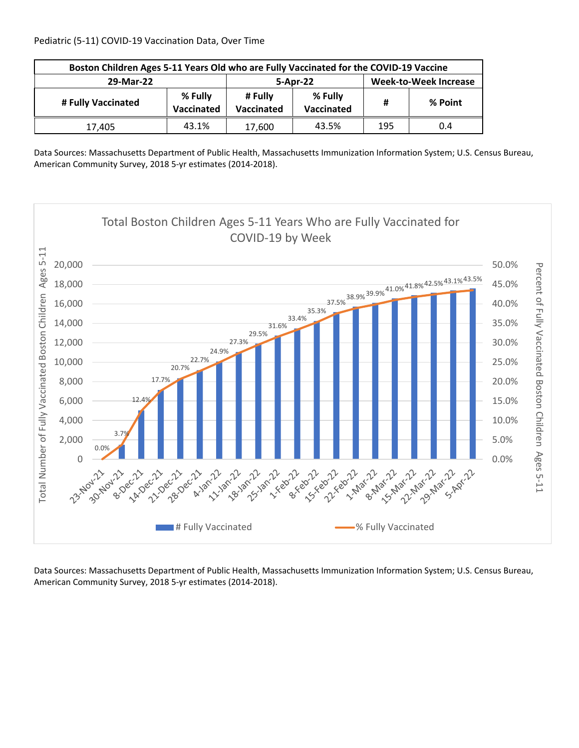Pediatric (5-11) COVID-19 Vaccination Data, Over Time

| Boston Children Ages 5-11 Years Old who are Fully Vaccinated for the COVID-19 Vaccine | | | | | |
|---|---|---|---|---|---|
| 29-Mar-22 | | 5-Apr-22 | | Week-to-Week Increase | |
| # Fully Vaccinated | % Fully Vaccinated | # Fully Vaccinated | % Fully Vaccinated | # | % Point |
| 17,405 | 43.1% | 17,600 | 43.5% | 195 | 0.4 |

Data Sources: Massachusetts Department of Public Health, Massachusetts Immunization Information System; U.S. Census Bureau, American Community Survey, 2018 5-yr estimates (2014-2018).

**Total Boston Children Ages 5-11 Years Who are Fully Vaccinated for COVID-19 by Week**

Left axis: Total Number of Fully Vaccinated Boston Children Ages 5-11 (0 to 20,000). Right axis: Percent of Fully Vaccinated Boston Children Ages 5-11 (0.0% to 50.0%).

| Week | % Fully Vaccinated |
|---|---|
| 23-Nov-21 | 0.0% |
| 30-Nov-21 | 3.7% |
| 8-Dec-21 | 12.4% |
| 14-Dec-21 | 17.7% |
| 21-Dec-21 | 20.7% |
| 28-Dec-21 | 22.7% |
| 4-Jan-22 | 24.9% |
| 11-Jan-22 | 27.3% |
| 18-Jan-22 | 29.5% |
| 25-Jan-22 | 31.6% |
| 1-Feb-22 | 33.4% |
| 8-Feb-22 | 35.3% |
| 15-Feb-22 | 37.5% |
| 22-Feb-22 | 38.9% |
| 1-Mar-22 | 39.9% |
| 8-Mar-22 | 41.0% |
| 15-Mar-22 | 41.8% |
| 22-Mar-22 | 42.5% |
| 29-Mar-22 | 43.1% |
| 5-Apr-22 | 43.5% |

# Fully Vaccinated — % Fully Vaccinated

Data Sources: Massachusetts Department of Public Health, Massachusetts Immunization Information System; U.S. Census Bureau, American Community Survey, 2018 5-yr estimates (2014-2018).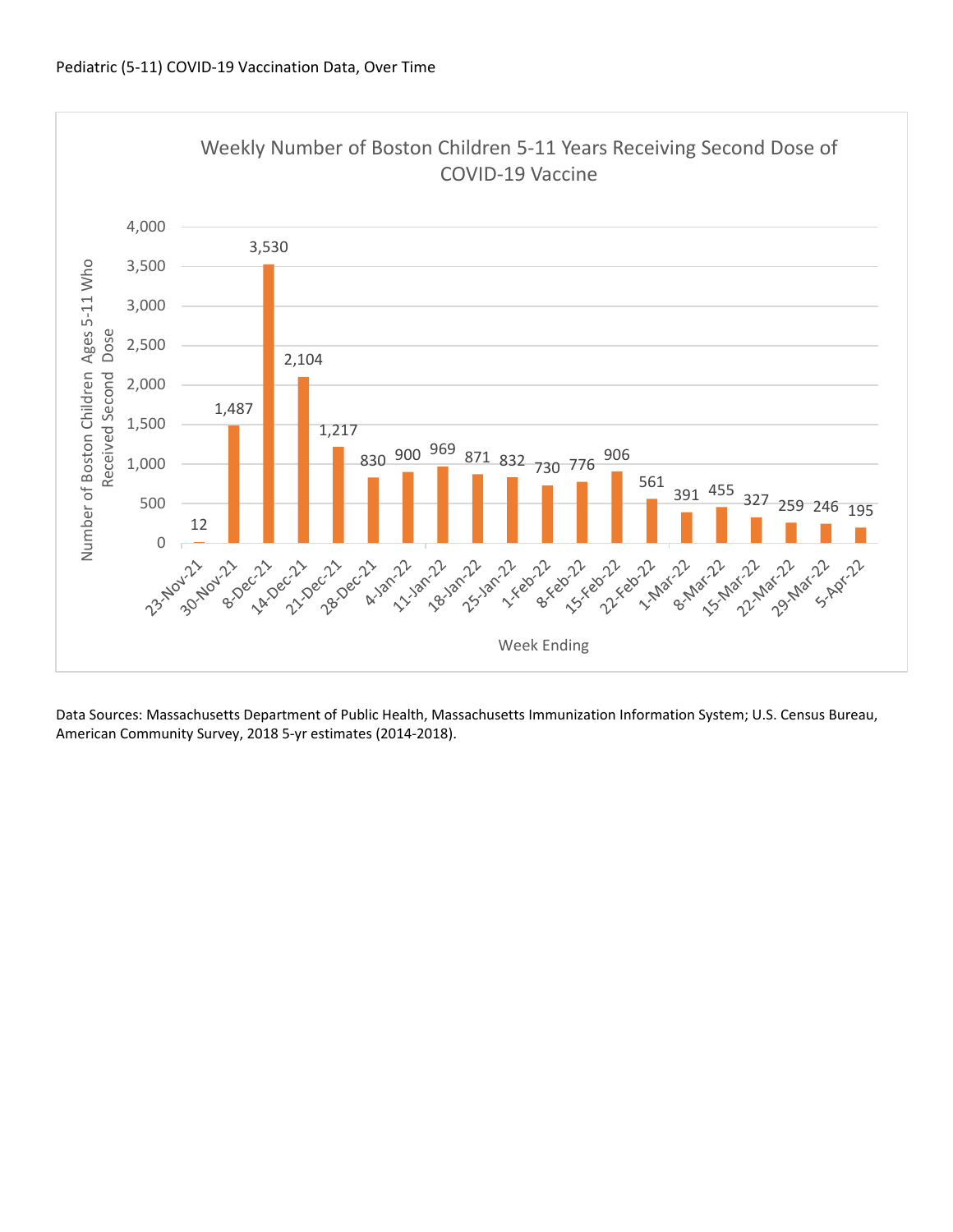Pediatric (5-11) COVID-19 Vaccination Data, Over Time

**Weekly Number of Boston Children 5-11 Years Receiving Second Dose of COVID-19 Vaccine**

| Week Ending | Number of Boston Children Ages 5-11 Who Received Second Dose |
| --- | --- |
| 23-Nov-21 | 12 |
| 30-Nov-21 | 1,487 |
| 8-Dec-21 | 3,530 |
| 14-Dec-21 | 2,104 |
| 21-Dec-21 | 1,217 |
| 28-Dec-21 | 830 |
| 4-Jan-22 | 900 |
| 11-Jan-22 | 969 |
| 18-Jan-22 | 871 |
| 25-Jan-22 | 832 |
| 1-Feb-22 | 730 |
| 8-Feb-22 | 776 |
| 15-Feb-22 | 906 |
| 22-Feb-22 | 561 |
| 1-Mar-22 | 391 |
| 8-Mar-22 | 455 |
| 15-Mar-22 | 327 |
| 22-Mar-22 | 259 |
| 29-Mar-22 | 246 |
| 5-Apr-22 | 195 |

Data Sources: Massachusetts Department of Public Health, Massachusetts Immunization Information System; U.S. Census Bureau, American Community Survey, 2018 5-yr estimates (2014-2018).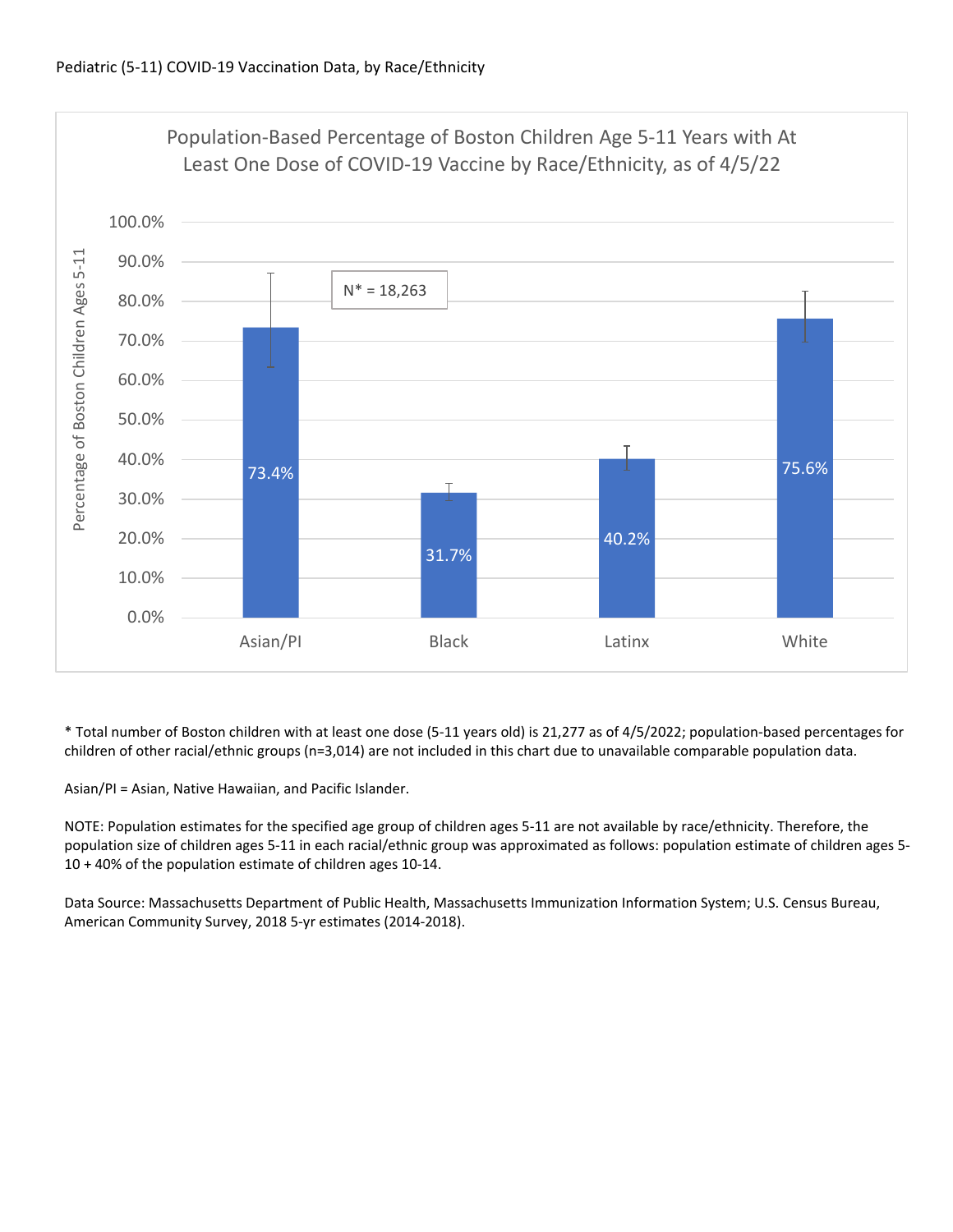Pediatric (5-11) COVID-19 Vaccination Data, by Race/Ethnicity

**Population-Based Percentage of Boston Children Age 5-11 Years with At Least One Dose of COVID-19 Vaccine by Race/Ethnicity, as of 4/5/22**

N* = 18,263

| Race/Ethnicity | Percentage of Boston Children Ages 5-11 |
|---|---|
| Asian/PI | 73.4% |
| Black | 31.7% |
| Latinx | 40.2% |
| White | 75.6% |

* Total number of Boston children with at least one dose (5-11 years old) is 21,277 as of 4/5/2022; population-based percentages for children of other racial/ethnic groups (n=3,014) are not included in this chart due to unavailable comparable population data.

Asian/PI = Asian, Native Hawaiian, and Pacific Islander.

NOTE: Population estimates for the specified age group of children ages 5-11 are not available by race/ethnicity. Therefore, the population size of children ages 5-11 in each racial/ethnic group was approximated as follows: population estimate of children ages 5-10 + 40% of the population estimate of children ages 10-14.

Data Source: Massachusetts Department of Public Health, Massachusetts Immunization Information System; U.S. Census Bureau, American Community Survey, 2018 5-yr estimates (2014-2018).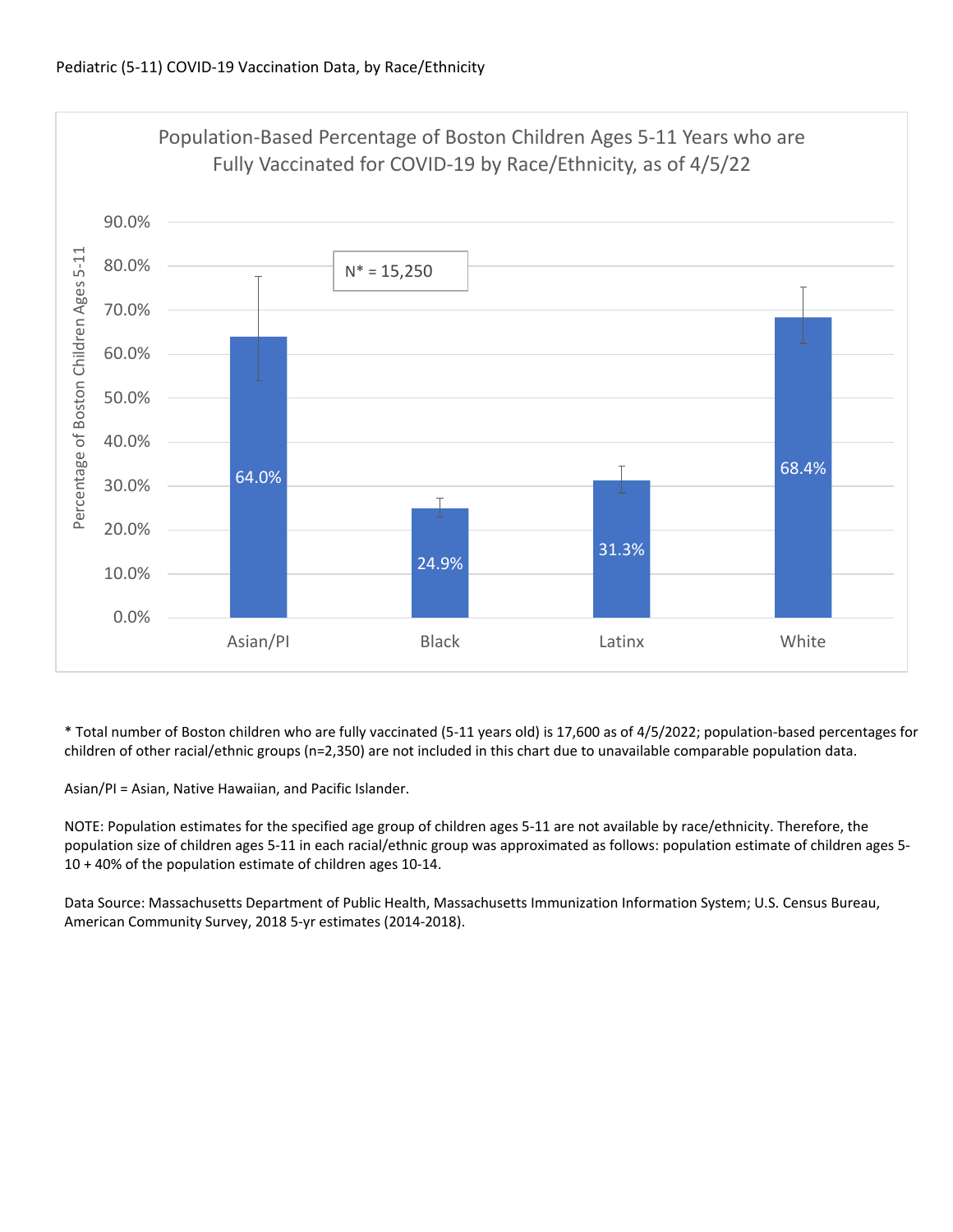Pediatric (5-11) COVID-19 Vaccination Data, by Race/Ethnicity

Population-Based Percentage of Boston Children Ages 5-11 Years who are Fully Vaccinated for COVID-19 by Race/Ethnicity, as of 4/5/22

N* = 15,250

| Race/Ethnicity | Percentage of Boston Children Ages 5-11 |
| --- | --- |
| Asian/PI | 64.0% |
| Black | 24.9% |
| Latinx | 31.3% |
| White | 68.4% |

\* Total number of Boston children who are fully vaccinated (5-11 years old) is 17,600 as of 4/5/2022; population-based percentages for children of other racial/ethnic groups (n=2,350) are not included in this chart due to unavailable comparable population data.

Asian/PI = Asian, Native Hawaiian, and Pacific Islander.

NOTE: Population estimates for the specified age group of children ages 5-11 are not available by race/ethnicity. Therefore, the population size of children ages 5-11 in each racial/ethnic group was approximated as follows: population estimate of children ages 5-10 + 40% of the population estimate of children ages 10-14.

Data Source: Massachusetts Department of Public Health, Massachusetts Immunization Information System; U.S. Census Bureau, American Community Survey, 2018 5-yr estimates (2014-2018).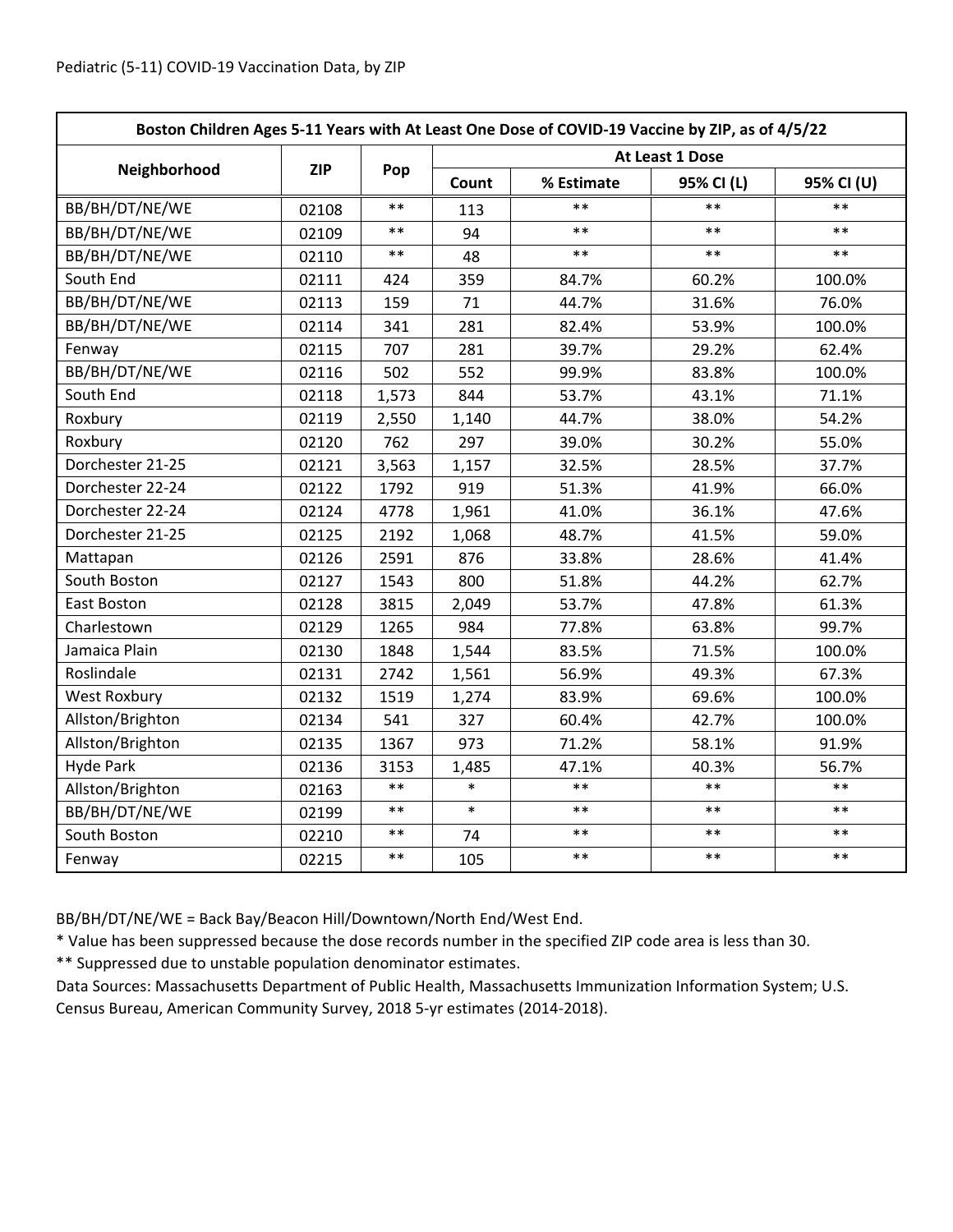Pediatric (5-11) COVID-19 Vaccination Data, by ZIP

| Boston Children Ages 5-11 Years with At Least One Dose of COVID-19 Vaccine by ZIP, as of 4/5/22 | | | | | | |
|---|---|---|---|---|---|---|
| Neighborhood | ZIP | Pop | At Least 1 Dose | | | |
| | | | Count | % Estimate | 95% CI (L) | 95% CI (U) |
| BB/BH/DT/NE/WE | 02108 | ** | 113 | ** | ** | ** |
| BB/BH/DT/NE/WE | 02109 | ** | 94 | ** | ** | ** |
| BB/BH/DT/NE/WE | 02110 | ** | 48 | ** | ** | ** |
| South End | 02111 | 424 | 359 | 84.7% | 60.2% | 100.0% |
| BB/BH/DT/NE/WE | 02113 | 159 | 71 | 44.7% | 31.6% | 76.0% |
| BB/BH/DT/NE/WE | 02114 | 341 | 281 | 82.4% | 53.9% | 100.0% |
| Fenway | 02115 | 707 | 281 | 39.7% | 29.2% | 62.4% |
| BB/BH/DT/NE/WE | 02116 | 502 | 552 | 99.9% | 83.8% | 100.0% |
| South End | 02118 | 1,573 | 844 | 53.7% | 43.1% | 71.1% |
| Roxbury | 02119 | 2,550 | 1,140 | 44.7% | 38.0% | 54.2% |
| Roxbury | 02120 | 762 | 297 | 39.0% | 30.2% | 55.0% |
| Dorchester 21-25 | 02121 | 3,563 | 1,157 | 32.5% | 28.5% | 37.7% |
| Dorchester 22-24 | 02122 | 1792 | 919 | 51.3% | 41.9% | 66.0% |
| Dorchester 22-24 | 02124 | 4778 | 1,961 | 41.0% | 36.1% | 47.6% |
| Dorchester 21-25 | 02125 | 2192 | 1,068 | 48.7% | 41.5% | 59.0% |
| Mattapan | 02126 | 2591 | 876 | 33.8% | 28.6% | 41.4% |
| South Boston | 02127 | 1543 | 800 | 51.8% | 44.2% | 62.7% |
| East Boston | 02128 | 3815 | 2,049 | 53.7% | 47.8% | 61.3% |
| Charlestown | 02129 | 1265 | 984 | 77.8% | 63.8% | 99.7% |
| Jamaica Plain | 02130 | 1848 | 1,544 | 83.5% | 71.5% | 100.0% |
| Roslindale | 02131 | 2742 | 1,561 | 56.9% | 49.3% | 67.3% |
| West Roxbury | 02132 | 1519 | 1,274 | 83.9% | 69.6% | 100.0% |
| Allston/Brighton | 02134 | 541 | 327 | 60.4% | 42.7% | 100.0% |
| Allston/Brighton | 02135 | 1367 | 973 | 71.2% | 58.1% | 91.9% |
| Hyde Park | 02136 | 3153 | 1,485 | 47.1% | 40.3% | 56.7% |
| Allston/Brighton | 02163 | ** | * | ** | ** | ** |
| BB/BH/DT/NE/WE | 02199 | ** | * | ** | ** | ** |
| South Boston | 02210 | ** | 74 | ** | ** | ** |
| Fenway | 02215 | ** | 105 | ** | ** | ** |

BB/BH/DT/NE/WE = Back Bay/Beacon Hill/Downtown/North End/West End.

* Value has been suppressed because the dose records number in the specified ZIP code area is less than 30.

** Suppressed due to unstable population denominator estimates.

Data Sources: Massachusetts Department of Public Health, Massachusetts Immunization Information System; U.S. Census Bureau, American Community Survey, 2018 5-yr estimates (2014-2018).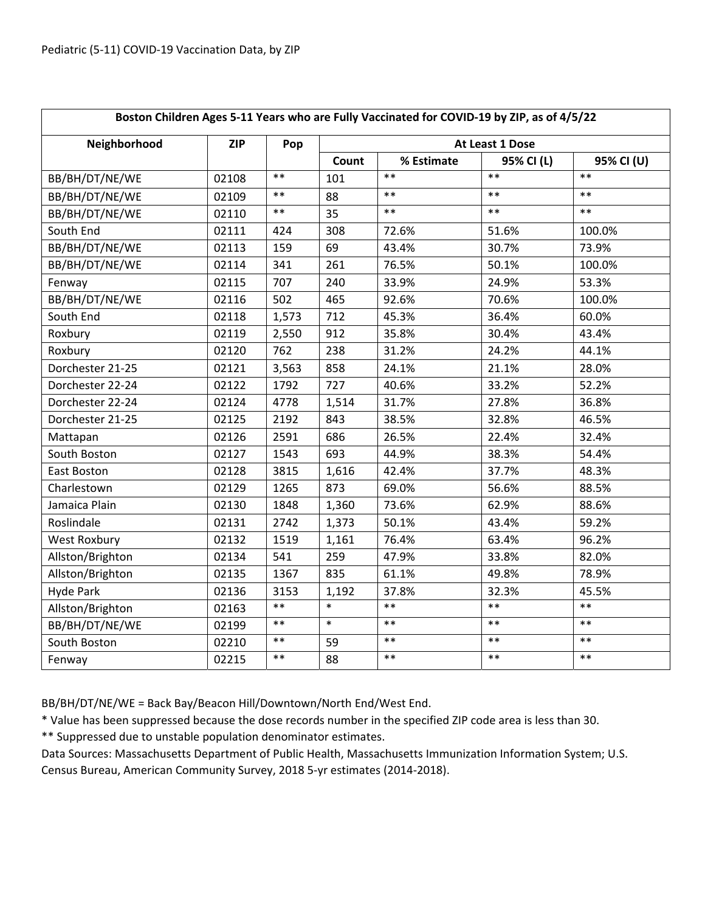Pediatric (5-11) COVID-19 Vaccination Data, by ZIP

| Boston Children Ages 5-11 Years who are Fully Vaccinated for COVID-19 by ZIP, as of 4/5/22 | | | | | | |
|---|---|---|---|---|---|---|
| Neighborhood | ZIP | Pop | At Least 1 Dose | | | |
| | | | Count | % Estimate | 95% CI (L) | 95% CI (U) |
| BB/BH/DT/NE/WE | 02108 | ** | 101 | ** | ** | ** |
| BB/BH/DT/NE/WE | 02109 | ** | 88 | ** | ** | ** |
| BB/BH/DT/NE/WE | 02110 | ** | 35 | ** | ** | ** |
| South End | 02111 | 424 | 308 | 72.6% | 51.6% | 100.0% |
| BB/BH/DT/NE/WE | 02113 | 159 | 69 | 43.4% | 30.7% | 73.9% |
| BB/BH/DT/NE/WE | 02114 | 341 | 261 | 76.5% | 50.1% | 100.0% |
| Fenway | 02115 | 707 | 240 | 33.9% | 24.9% | 53.3% |
| BB/BH/DT/NE/WE | 02116 | 502 | 465 | 92.6% | 70.6% | 100.0% |
| South End | 02118 | 1,573 | 712 | 45.3% | 36.4% | 60.0% |
| Roxbury | 02119 | 2,550 | 912 | 35.8% | 30.4% | 43.4% |
| Roxbury | 02120 | 762 | 238 | 31.2% | 24.2% | 44.1% |
| Dorchester 21-25 | 02121 | 3,563 | 858 | 24.1% | 21.1% | 28.0% |
| Dorchester 22-24 | 02122 | 1792 | 727 | 40.6% | 33.2% | 52.2% |
| Dorchester 22-24 | 02124 | 4778 | 1,514 | 31.7% | 27.8% | 36.8% |
| Dorchester 21-25 | 02125 | 2192 | 843 | 38.5% | 32.8% | 46.5% |
| Mattapan | 02126 | 2591 | 686 | 26.5% | 22.4% | 32.4% |
| South Boston | 02127 | 1543 | 693 | 44.9% | 38.3% | 54.4% |
| East Boston | 02128 | 3815 | 1,616 | 42.4% | 37.7% | 48.3% |
| Charlestown | 02129 | 1265 | 873 | 69.0% | 56.6% | 88.5% |
| Jamaica Plain | 02130 | 1848 | 1,360 | 73.6% | 62.9% | 88.6% |
| Roslindale | 02131 | 2742 | 1,373 | 50.1% | 43.4% | 59.2% |
| West Roxbury | 02132 | 1519 | 1,161 | 76.4% | 63.4% | 96.2% |
| Allston/Brighton | 02134 | 541 | 259 | 47.9% | 33.8% | 82.0% |
| Allston/Brighton | 02135 | 1367 | 835 | 61.1% | 49.8% | 78.9% |
| Hyde Park | 02136 | 3153 | 1,192 | 37.8% | 32.3% | 45.5% |
| Allston/Brighton | 02163 | ** | * | ** | ** | ** |
| BB/BH/DT/NE/WE | 02199 | ** | * | ** | ** | ** |
| South Boston | 02210 | ** | 59 | ** | ** | ** |
| Fenway | 02215 | ** | 88 | ** | ** | ** |

BB/BH/DT/NE/WE = Back Bay/Beacon Hill/Downtown/North End/West End.

* Value has been suppressed because the dose records number in the specified ZIP code area is less than 30.

** Suppressed due to unstable population denominator estimates.

Data Sources: Massachusetts Department of Public Health, Massachusetts Immunization Information System; U.S. Census Bureau, American Community Survey, 2018 5-yr estimates (2014-2018).